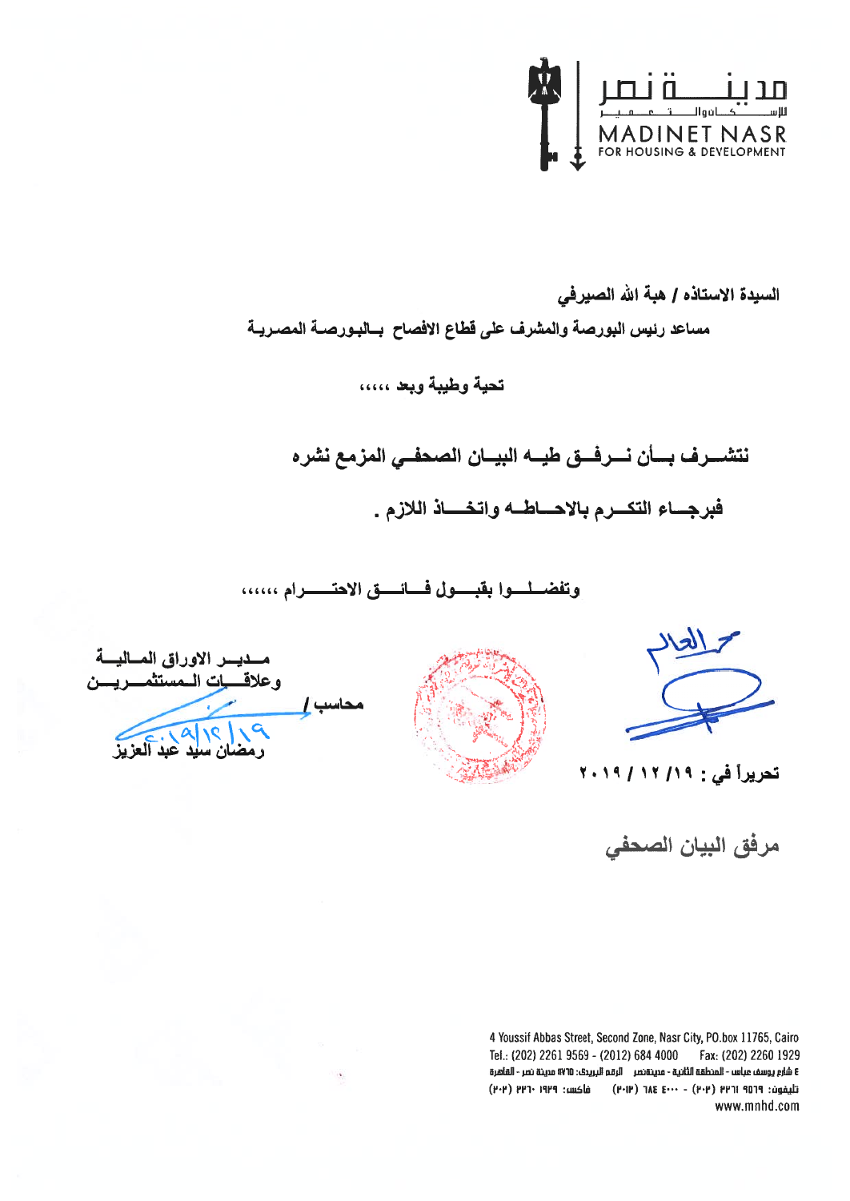مدينة نصر
للإسكان والتعمير
MADINET NASR
FOR HOUSING & DEVELOPMENT

**السيدة الاستاذه / هبة الله الصيرفي**

**مساعد رئيس البورصة والمشرف على قطاع الافصاح بالبورصة المصرية**

**تحية وطيبة وبعد ،،،،،**

**نتشرف بأن نرفق طيه البيان الصحفي المزمع نشره**

**فبرجاء التكرم بالاحاطه واتخاذ اللازم .**

**وتفضلوا بقبول فائق الاحترام ،،،،،**

**مدير الاوراق المالية**
**وعلاقات المستثمرين**

**محاسب /**
**رمضان سيد عبد العزيز**

٢٠١٩/١٢/١٩

**تحريراً في : ١٩/ ١٢/ ٢٠١٩**

مرفق البيان الصحفي

4 Youssif Abbas Street, Second Zone, Nasr City, PO.box 11765, Cairo
Tel.: (202) 2261 9569 - (2012) 684 4000 Fax: (202) 2260 1929
٤ شارع يوسف عباس - المنطقة الثانية - مدينة نصر الرقم البريدي: ١١٧٦٥ مدينة نصر - القاهرة
تليفون: ٩٥٦٩ ٢٢٦١ (٢٠٢) - ٤٠٠٠ ٦٨٤ (٢٠١٢) فاكس: ١٩٢٩ ٢٢٦٠ (٢٠٢)
www.mnhd.com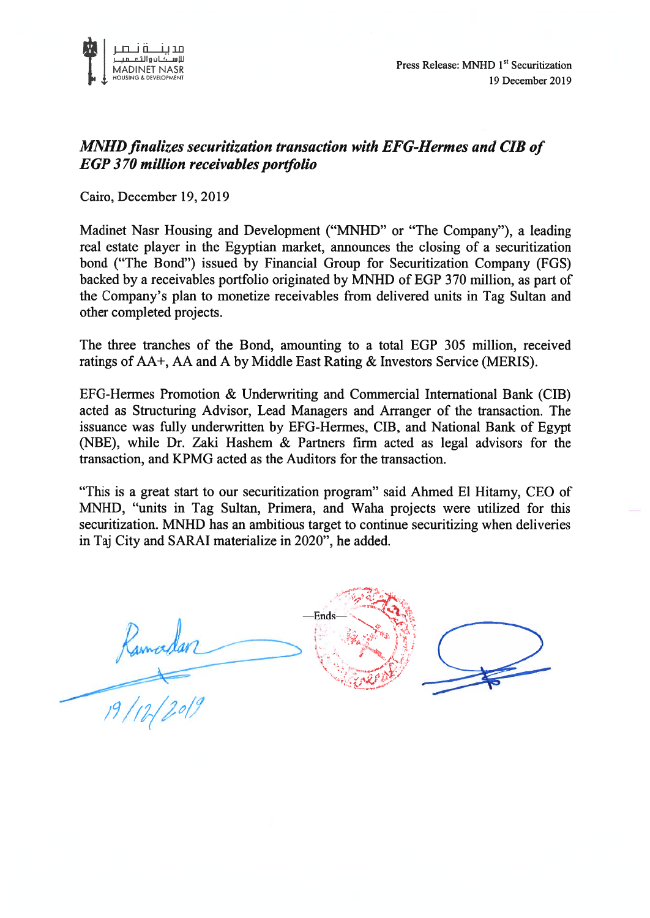Press Release: MNHD 1st Securitization
19 December 2019

***MNHD finalizes securitization transaction with EFG-Hermes and CIB of EGP 370 million receivables portfolio***

Cairo, December 19, 2019

Madinet Nasr Housing and Development ("MNHD" or "The Company"), a leading real estate player in the Egyptian market, announces the closing of a securitization bond ("The Bond") issued by Financial Group for Securitization Company (FGS) backed by a receivables portfolio originated by MNHD of EGP 370 million, as part of the Company's plan to monetize receivables from delivered units in Tag Sultan and other completed projects.

The three tranches of the Bond, amounting to a total EGP 305 million, received ratings of AA+, AA and A by Middle East Rating & Investors Service (MERIS).

EFG-Hermes Promotion & Underwriting and Commercial International Bank (CIB) acted as Structuring Advisor, Lead Managers and Arranger of the transaction. The issuance was fully underwritten by EFG-Hermes, CIB, and National Bank of Egypt (NBE), while Dr. Zaki Hashem & Partners firm acted as legal advisors for the transaction, and KPMG acted as the Auditors for the transaction.

"This is a great start to our securitization program" said Ahmed El Hitamy, CEO of MNHD, "units in Tag Sultan, Primera, and Waha projects were utilized for this securitization. MNHD has an ambitious target to continue securitizing when deliveries in Taj City and SARAI materialize in 2020", he added.

—Ends—

Ramadan
19/12/2019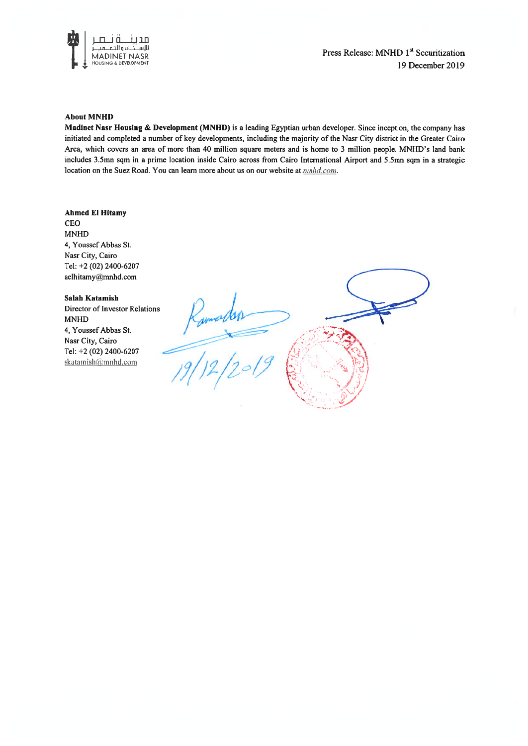**About MNHD**

**Madinet Nasr Housing & Development (MNHD)** is a leading Egyptian urban developer. Since inception, the company has initiated and completed a number of key developments, including the majority of the Nasr City district in the Greater Cairo Area, which covers an area of more than 40 million square meters and is home to 3 million people. MNHD's land bank includes 3.5mn sqm in a prime location inside Cairo across from Cairo International Airport and 5.5mn sqm in a strategic location on the Suez Road. You can learn more about us on our website at *mnhd.com*.

**Ahmed El Hitamy**
CEO
MNHD
4, Youssef Abbas St.
Nasr City, Cairo
Tel: +2 (02) 2400-6207
aelhitamy@mnhd.com

**Salah Katamish**
Director of Investor Relations
MNHD
4, Youssef Abbas St.
Nasr City, Cairo
Tel: +2 (02) 2400-6207
skatamish@mnhd.com

19/12/2019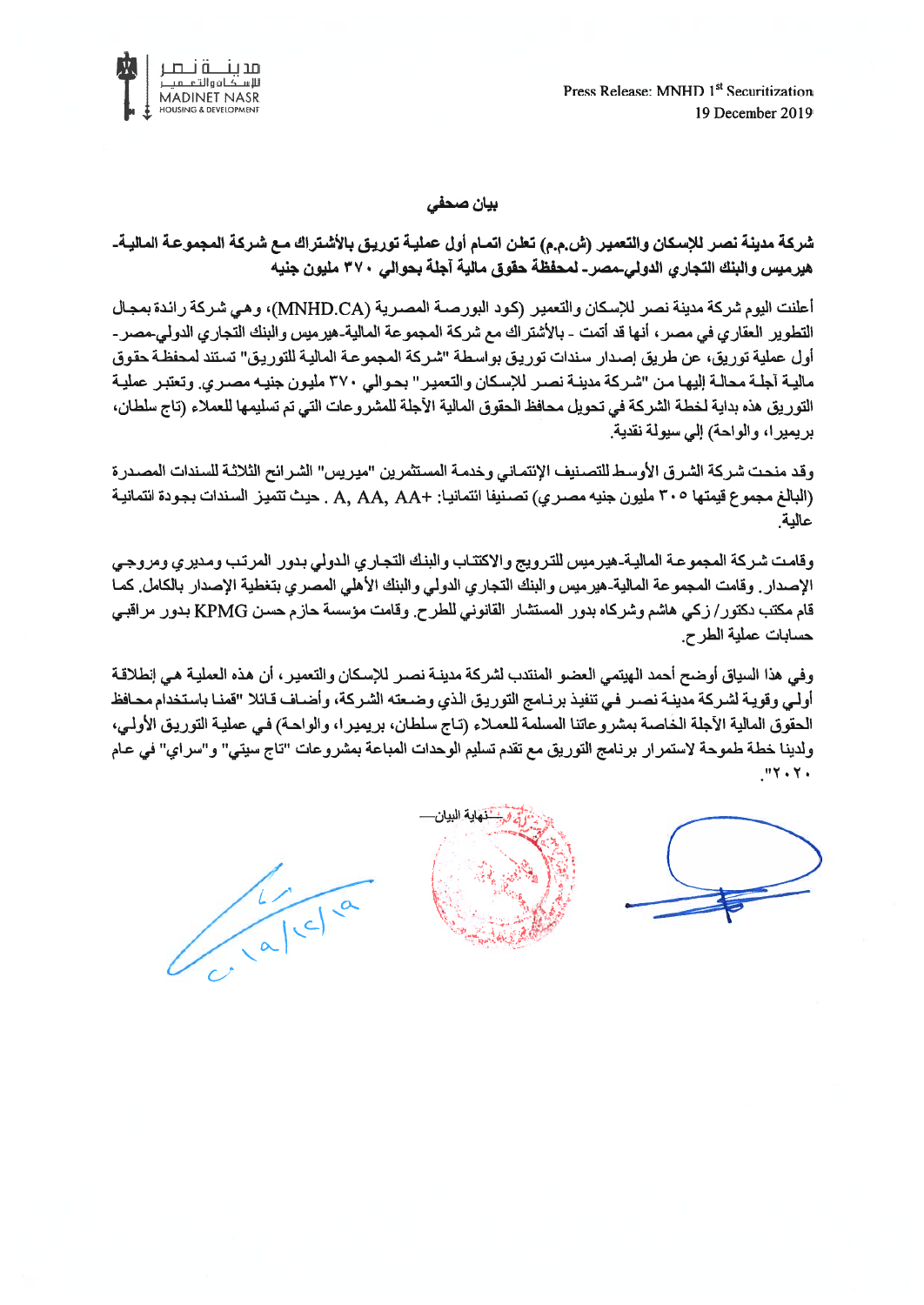Press Release: MNHD 1st Securitization
19 December 2019

## بيان صحفي

**شركة مدينة نصر للإسكان والتعمير (ش.م.م) تعلن اتمام أول عملية توريق بالأشتراك مع شركة المجموعة المالية-هيرميس والبنك التجاري الدولي-مصر- لمحفظة حقوق مالية آجلة بحوالي ٣٧٠ مليون جنيه**

أعلنت اليوم شركة مدينة نصر للإسكان والتعمير (كود البورصة المصرية (MNHD.CA)، وهي شركة رائدة بمجال التطوير العقاري في مصر، أنها قد أتمت - بالأشتراك مع شركة المجموعة المالية-هيرميس والبنك التجاري الدولي-مصر- أول عملية توريق، عن طريق إصدار سندات توريق بواسطة "شركة المجموعة المالية للتوريق" تستند لمحفظة حقوق مالية آجلة محالة إليها من "شركة مدينة نصر للإسكان والتعمير" بحوالي ٣٧٠ مليون جنيه مصري. وتعتبر عملية التوريق هذه بداية لخطة الشركة في تحويل محافظ الحقوق المالية الأجلة للمشروعات التي تم تسليمها للعملاء (تاج سلطان، بريميرا، والواحة) إلي سيولة نقدية.

وقد منحت شركة الشرق الأوسط للتصنيف الإئتماني وخدمة المستثمرين "ميريس" الشرائح الثلاثة للسندات المصدرة (البالغ مجموع قيمتها ٣٠٥ مليون جنيه مصري) تصنيفا ائتمانيا: +A, AA, AA . حيث تتميز السندات بجودة ائتمانية عالية.

وقامت شركة المجموعة المالية-هيرميس للترويج والاكتتاب والبنك التجاري الدولي بدور المرتب ومديري ومروجي الإصدار. وقامت المجموعة المالية-هيرميس والبنك التجاري الدولي والبنك الأهلي المصري بتغطية الإصدار بالكامل. كما قام مكتب دكتور/ زكي هاشم وشركاه بدور المستشار القانوني للطرح. وقامت مؤسسة حازم حسن KPMG بدور مراقبي حسابات عملية الطرح.

وفي هذا السياق أوضح أحمد الهيتمي العضو المنتدب لشركة مدينة نصر للإسكان والتعمير، أن هذه العملية هي إنطلاقة أولي وقوية لشركة مدينة نصر في تنفيذ برنامج التوريق الذي وضعته الشركة، وأضاف قائلا "قمنا باستخدام محافظ الحقوق المالية الآجلة الخاصة بمشروعاتنا المسلمة للعملاء (تاج سلطان، بريميرا، والواحة) في عملية التوريق الأولي، ولدينا خطة طموحة لاستمرار برنامج التوريق مع تقدم تسليم الوحدات المباعة بمشروعات "تاج سيتي" و"سراي" في عام ٢٠٢٠".

—نهاية البيان—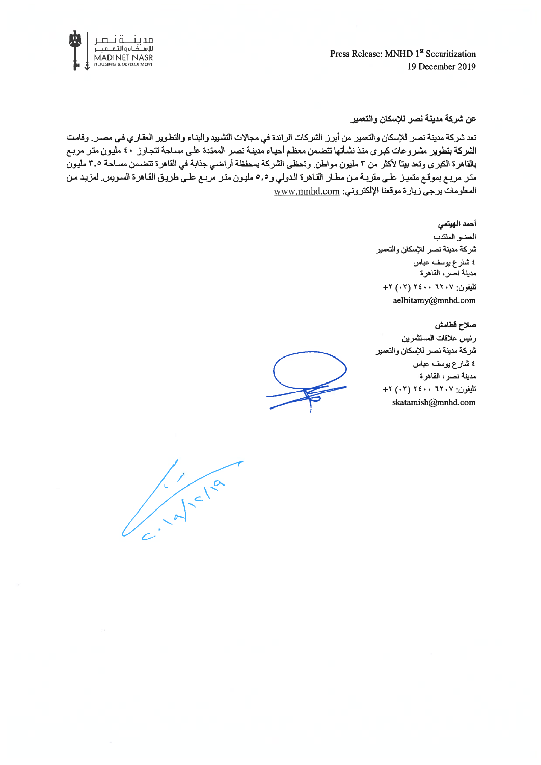## عن شركة مدينة نصر للإسكان والتعمير

تعد شركة مدينة نصر للإسكان والتعمير من أبرز الشركات الرائدة في مجالات التشييد والبناء والتطوير العقاري في مصر. وقامت الشركة بتطوير مشروعات كبرى منذ نشأتها تتضمن معظم أحياء مدينة نصر الممتدة على مساحة تتجاوز ٤٠ مليون متر مربع بالقاهرة الكبرى وتعد بيتاً لأكثر من ٣ مليون مواطن. وتحظى الشركة بمحفظة أراضي جذابة في القاهرة تتضمن مساحة ٣,٥ مليون متر مربع بموقع متميز على مقربة من مطار القاهرة الدولي و٥,٥ مليون متر مربع على طريق القاهرة السويس. لمزيد من المعلومات يرجى زيارة موقعنا الإلكتروني: www.mnhd.com

**أحمد الهيتمي**
العضو المنتدب
شركة مدينة نصر للإسكان والتعمير
٤ شارع يوسف عباس
مدينة نصر، القاهرة
تليفون: ٢٤٠٠ ٦٢٠٧ (٠٢) ٢+
aelhitamy@mnhd.com

**صلاح قطامش**
رئيس علاقات المستثمرين
شركة مدينة نصر للإسكان والتعمير
٤ شارع يوسف عباس
مدينة نصر، القاهرة
تليفون: ٢٤٠٠ ٦٢٠٧ (٠٢) ٢+
skatamish@mnhd.com